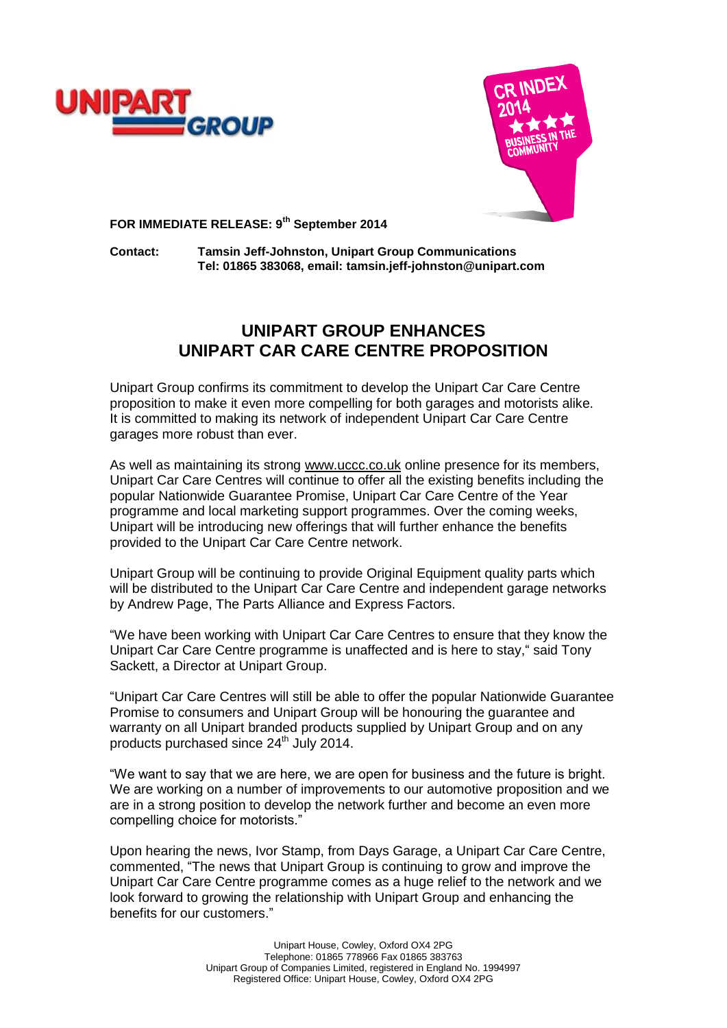**FOR IMMEDIATE RELEASE: 9th September 2014**

**Contact:** **Tamsin Jeff-Johnston, Unipart Group Communications**
**Tel: 01865 383068, email: tamsin.jeff-johnston@unipart.com**

# UNIPART GROUP ENHANCES UNIPART CAR CARE CENTRE PROPOSITION

Unipart Group confirms its commitment to develop the Unipart Car Care Centre proposition to make it even more compelling for both garages and motorists alike. It is committed to making its network of independent Unipart Car Care Centre garages more robust than ever.

As well as maintaining its strong www.uccc.co.uk online presence for its members, Unipart Car Care Centres will continue to offer all the existing benefits including the popular Nationwide Guarantee Promise, Unipart Car Care Centre of the Year programme and local marketing support programmes. Over the coming weeks, Unipart will be introducing new offerings that will further enhance the benefits provided to the Unipart Car Care Centre network.

Unipart Group will be continuing to provide Original Equipment quality parts which will be distributed to the Unipart Car Care Centre and independent garage networks by Andrew Page, The Parts Alliance and Express Factors.

"We have been working with Unipart Car Care Centres to ensure that they know the Unipart Car Care Centre programme is unaffected and is here to stay," said Tony Sackett, a Director at Unipart Group.

"Unipart Car Care Centres will still be able to offer the popular Nationwide Guarantee Promise to consumers and Unipart Group will be honouring the guarantee and warranty on all Unipart branded products supplied by Unipart Group and on any products purchased since 24th July 2014.

"We want to say that we are here, we are open for business and the future is bright. We are working on a number of improvements to our automotive proposition and we are in a strong position to develop the network further and become an even more compelling choice for motorists."

Upon hearing the news, Ivor Stamp, from Days Garage, a Unipart Car Care Centre, commented, "The news that Unipart Group is continuing to grow and improve the Unipart Car Care Centre programme comes as a huge relief to the network and we look forward to growing the relationship with Unipart Group and enhancing the benefits for our customers."

Unipart House, Cowley, Oxford OX4 2PG
Telephone: 01865 778966 Fax 01865 383763
Unipart Group of Companies Limited, registered in England No. 1994997
Registered Office: Unipart House, Cowley, Oxford OX4 2PG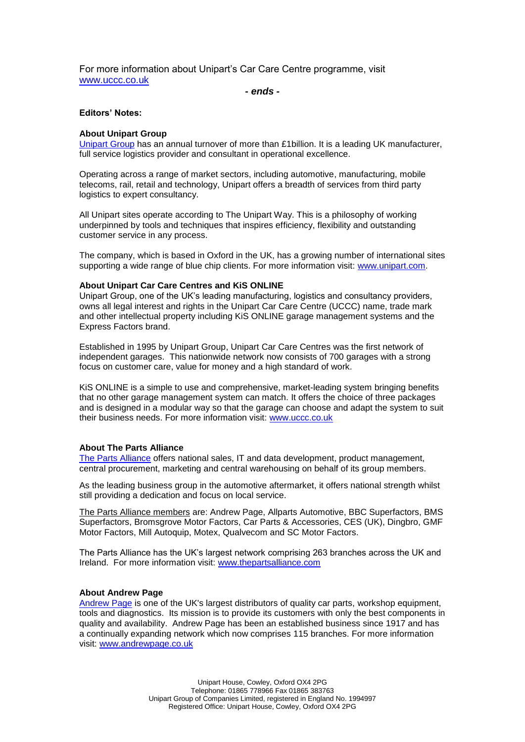For more information about Unipart's Car Care Centre programme, visit [www.uccc.co.uk](http://www.uccc.co.uk)

***- ends -***

**Editors' Notes:**

**About Unipart Group**

[Unipart Group](http://www.unipart.com) has an annual turnover of more than £1billion. It is a leading UK manufacturer, full service logistics provider and consultant in operational excellence.

Operating across a range of market sectors, including automotive, manufacturing, mobile telecoms, rail, retail and technology, Unipart offers a breadth of services from third party logistics to expert consultancy.

All Unipart sites operate according to The Unipart Way. This is a philosophy of working underpinned by tools and techniques that inspires efficiency, flexibility and outstanding customer service in any process.

The company, which is based in Oxford in the UK, has a growing number of international sites supporting a wide range of blue chip clients. For more information visit: [www.unipart.com](http://www.unipart.com).

**About Unipart Car Care Centres and KiS ONLINE**

Unipart Group, one of the UK's leading manufacturing, logistics and consultancy providers, owns all legal interest and rights in the Unipart Car Care Centre (UCCC) name, trade mark and other intellectual property including KiS ONLINE garage management systems and the Express Factors brand.

Established in 1995 by Unipart Group, Unipart Car Care Centres was the first network of independent garages. This nationwide network now consists of 700 garages with a strong focus on customer care, value for money and a high standard of work.

KiS ONLINE is a simple to use and comprehensive, market-leading system bringing benefits that no other garage management system can match. It offers the choice of three packages and is designed in a modular way so that the garage can choose and adapt the system to suit their business needs. For more information visit: [www.uccc.co.uk](http://www.uccc.co.uk)

**About The Parts Alliance**

[The Parts Alliance](http://www.thepartsalliance.com) offers national sales, IT and data development, product management, central procurement, marketing and central warehousing on behalf of its group members.

As the leading business group in the automotive aftermarket, it offers national strength whilst still providing a dedication and focus on local service.

The Parts Alliance members are: Andrew Page, Allparts Automotive, BBC Superfactors, BMS Superfactors, Bromsgrove Motor Factors, Car Parts & Accessories, CES (UK), Dingbro, GMF Motor Factors, Mill Autoquip, Motex, Qualvecom and SC Motor Factors.

The Parts Alliance has the UK's largest network comprising 263 branches across the UK and Ireland. For more information visit: [www.thepartsalliance.com](http://www.thepartsalliance.com)

**About Andrew Page**

[Andrew Page](http://www.andrewpage.co.uk) is one of the UK's largest distributors of quality car parts, workshop equipment, tools and diagnostics. Its mission is to provide its customers with only the best components in quality and availability. Andrew Page has been an established business since 1917 and has a continually expanding network which now comprises 115 branches. For more information visit: [www.andrewpage.co.uk](http://www.andrewpage.co.uk)

Unipart House, Cowley, Oxford OX4 2PG
Telephone: 01865 778966 Fax 01865 383763
Unipart Group of Companies Limited, registered in England No. 1994997
Registered Office: Unipart House, Cowley, Oxford OX4 2PG